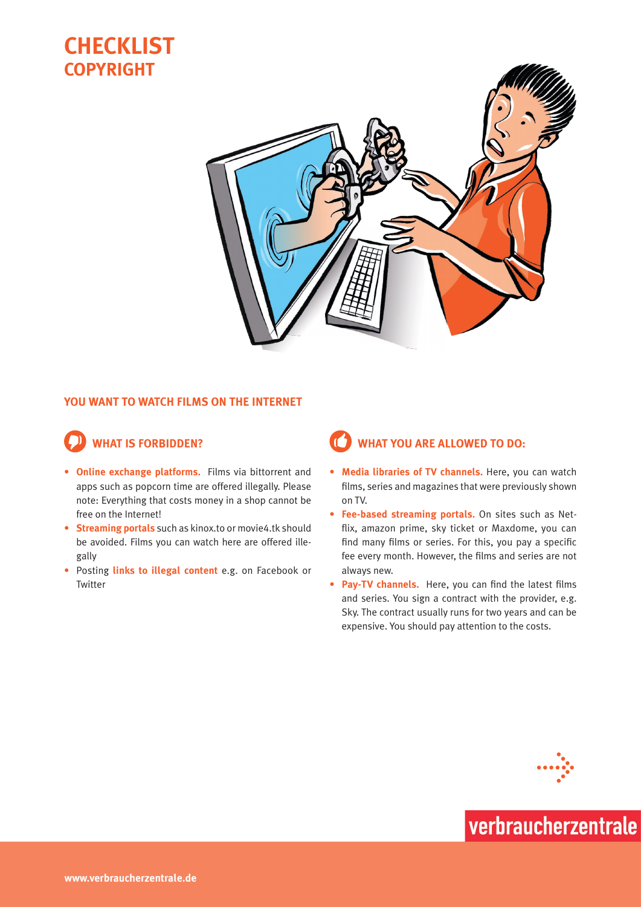# CHECKLIST
## COPYRIGHT

### YOU WANT TO WATCH FILMS ON THE INTERNET

### WHAT IS FORBIDDEN?

- **Online exchange platforms.** Films via bittorrent and apps such as popcorn time are offered illegally. Please note: Everything that costs money in a shop cannot be free on the Internet!
- **Streaming portals** such as kinox.to or movie4.tk should be avoided. Films you can watch here are offered illegally
- Posting **links to illegal content** e.g. on Facebook or Twitter

### WHAT YOU ARE ALLOWED TO DO:

- **Media libraries of TV channels.** Here, you can watch films, series and magazines that were previously shown on TV.
- **Fee-based streaming portals.** On sites such as Netflix, amazon prime, sky ticket or Maxdome, you can find many films or series. For this, you pay a specific fee every month. However, the films and series are not always new.
- **Pay-TV channels.** Here, you can find the latest films and series. You sign a contract with the provider, e.g. Sky. The contract usually runs for two years and can be expensive. You should pay attention to the costs.

verbraucherzentrale

www.verbraucherzentrale.de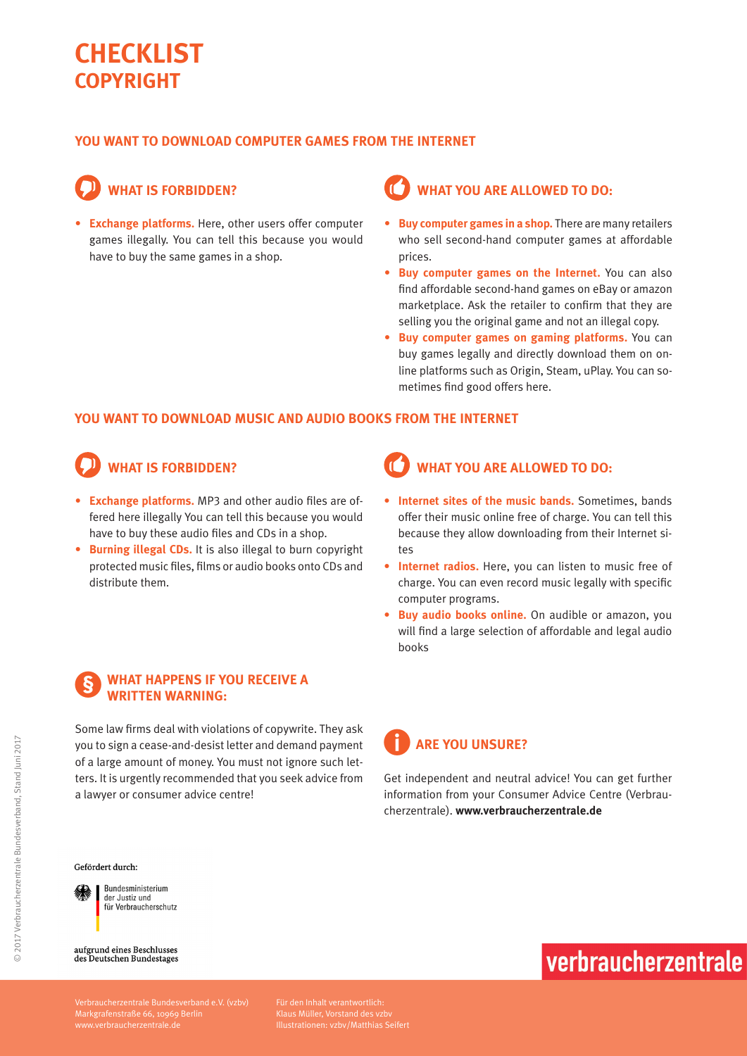# CHECKLIST
## COPYRIGHT

### YOU WANT TO DOWNLOAD COMPUTER GAMES FROM THE INTERNET

#### WHAT IS FORBIDDEN?

- **Exchange platforms.** Here, other users offer computer games illegally. You can tell this because you would have to buy the same games in a shop.

#### WHAT YOU ARE ALLOWED TO DO:

- **Buy computer games in a shop.** There are many retailers who sell second-hand computer games at affordable prices.
- **Buy computer games on the Internet.** You can also find affordable second-hand games on eBay or amazon marketplace. Ask the retailer to confirm that they are selling you the original game and not an illegal copy.
- **Buy computer games on gaming platforms.** You can buy games legally and directly download them on online platforms such as Origin, Steam, uPlay. You can sometimes find good offers here.

### YOU WANT TO DOWNLOAD MUSIC AND AUDIO BOOKS FROM THE INTERNET

#### WHAT IS FORBIDDEN?

- **Exchange platforms.** MP3 and other audio files are offered here illegally You can tell this because you would have to buy these audio files and CDs in a shop.
- **Burning illegal CDs.** It is also illegal to burn copyright protected music files, films or audio books onto CDs and distribute them.

#### WHAT YOU ARE ALLOWED TO DO:

- **Internet sites of the music bands.** Sometimes, bands offer their music online free of charge. You can tell this because they allow downloading from their Internet sites
- **Internet radios.** Here, you can listen to music free of charge. You can even record music legally with specific computer programs.
- **Buy audio books online.** On audible or amazon, you will find a large selection of affordable and legal audio books

#### WHAT HAPPENS IF YOU RECEIVE A WRITTEN WARNING:

Some law firms deal with violations of copywrite. They ask you to sign a cease-and-desist letter and demand payment of a large amount of money. You must not ignore such letters. It is urgently recommended that you seek advice from a lawyer or consumer advice centre!

#### ARE YOU UNSURE?

Get independent and neutral advice! You can get further information from your Consumer Advice Centre (Verbraucherzentrale). **www.verbraucherzentrale.de**

Gefördert durch:

Bundesministerium der Justiz und für Verbraucherschutz

aufgrund eines Beschlusses des Deutschen Bundestages

verbraucherzentrale

© 2017 Verbraucherzentrale Bundesverband, Stand Juni 2017

Verbraucherzentrale Bundesverband e.V. (vzbv)
Markgrafenstraße 66, 10969 Berlin
www.verbraucherzentrale.de

Für den Inhalt verantwortlich:
Klaus Müller, Vorstand des vzbv
Illustrationen: vzbv/Matthias Seifert